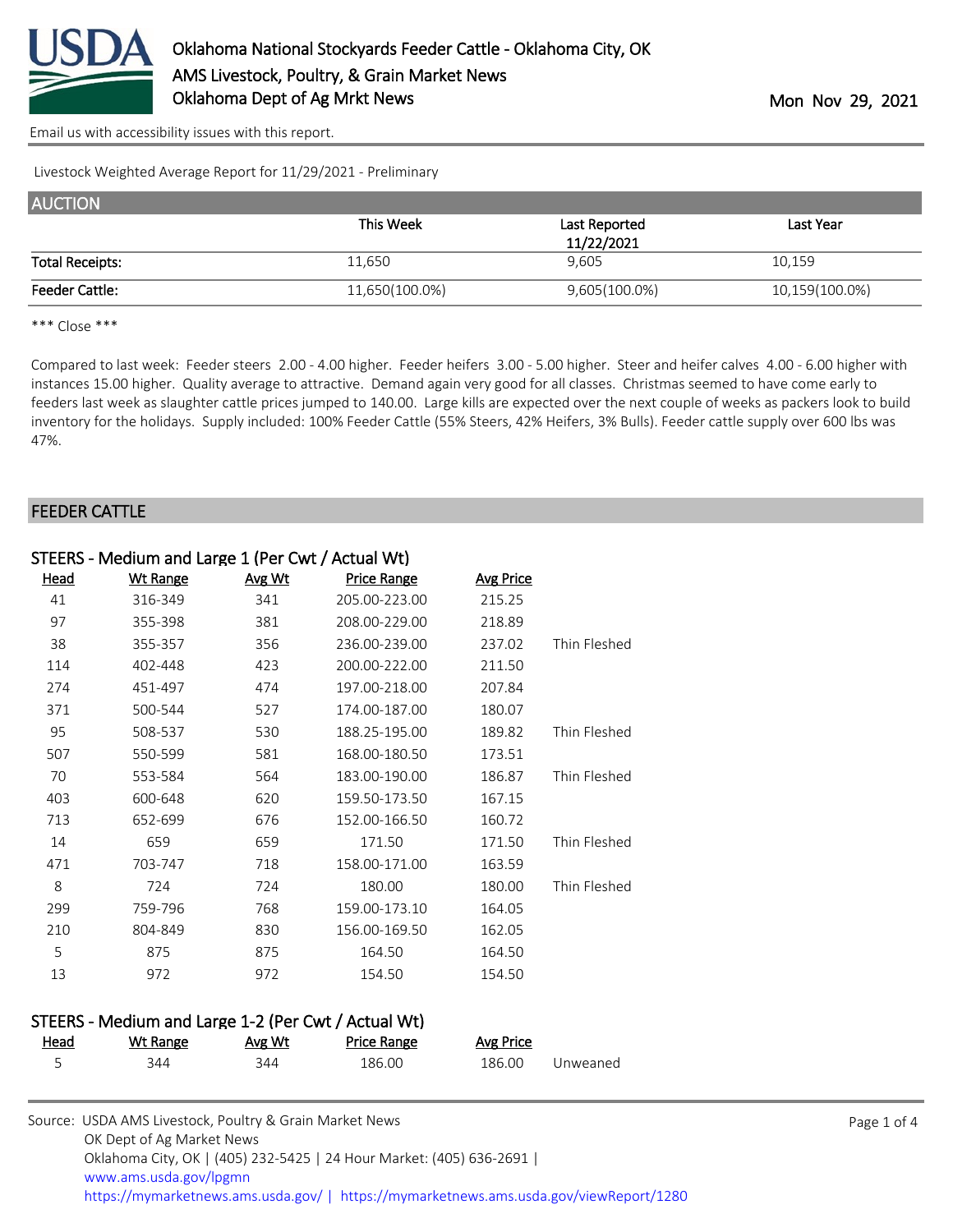Oklahoma National Stockyards Feeder Cattle - Oklahoma City, OK
AMS Livestock, Poultry, & Grain Market News
Oklahoma Dept of Ag Mrkt News

Mon Nov 29, 2021

Email us with accessibility issues with this report.

Livestock Weighted Average Report for 11/29/2021 - Preliminary

## AUCTION

| | This Week | Last Reported 11/22/2021 | Last Year |
|---|---|---|---|
| Total Receipts: | 11,650 | 9,605 | 10,159 |
| Feeder Cattle: | 11,650(100.0%) | 9,605(100.0%) | 10,159(100.0%) |

\*\*\* Close \*\*\*

Compared to last week: Feeder steers 2.00 - 4.00 higher. Feeder heifers 3.00 - 5.00 higher. Steer and heifer calves 4.00 - 6.00 higher with instances 15.00 higher. Quality average to attractive. Demand again very good for all classes. Christmas seemed to have come early to feeders last week as slaughter cattle prices jumped to 140.00. Large kills are expected over the next couple of weeks as packers look to build inventory for the holidays. Supply included: 100% Feeder Cattle (55% Steers, 42% Heifers, 3% Bulls). Feeder cattle supply over 600 lbs was 47%.

## FEEDER CATTLE

### STEERS - Medium and Large 1 (Per Cwt / Actual Wt)

| Head | Wt Range | Avg Wt | Price Range | Avg Price | |
|---|---|---|---|---|---|
| 41 | 316-349 | 341 | 205.00-223.00 | 215.25 | |
| 97 | 355-398 | 381 | 208.00-229.00 | 218.89 | |
| 38 | 355-357 | 356 | 236.00-239.00 | 237.02 | Thin Fleshed |
| 114 | 402-448 | 423 | 200.00-222.00 | 211.50 | |
| 274 | 451-497 | 474 | 197.00-218.00 | 207.84 | |
| 371 | 500-544 | 527 | 174.00-187.00 | 180.07 | |
| 95 | 508-537 | 530 | 188.25-195.00 | 189.82 | Thin Fleshed |
| 507 | 550-599 | 581 | 168.00-180.50 | 173.51 | |
| 70 | 553-584 | 564 | 183.00-190.00 | 186.87 | Thin Fleshed |
| 403 | 600-648 | 620 | 159.50-173.50 | 167.15 | |
| 713 | 652-699 | 676 | 152.00-166.50 | 160.72 | |
| 14 | 659 | 659 | 171.50 | 171.50 | Thin Fleshed |
| 471 | 703-747 | 718 | 158.00-171.00 | 163.59 | |
| 8 | 724 | 724 | 180.00 | 180.00 | Thin Fleshed |
| 299 | 759-796 | 768 | 159.00-173.10 | 164.05 | |
| 210 | 804-849 | 830 | 156.00-169.50 | 162.05 | |
| 5 | 875 | 875 | 164.50 | 164.50 | |
| 13 | 972 | 972 | 154.50 | 154.50 | |

### STEERS - Medium and Large 1-2 (Per Cwt / Actual Wt)

| Head | Wt Range | Avg Wt | Price Range | Avg Price | |
|---|---|---|---|---|---|
| 5 | 344 | 344 | 186.00 | 186.00 | Unweaned |

Source: USDA AMS Livestock, Poultry & Grain Market News
OK Dept of Ag Market News
Oklahoma City, OK | (405) 232-5425 | 24 Hour Market: (405) 636-2691 |
www.ams.usda.gov/lpgmn
https://mymarketnews.ams.usda.gov/ | https://mymarketnews.ams.usda.gov/viewReport/1280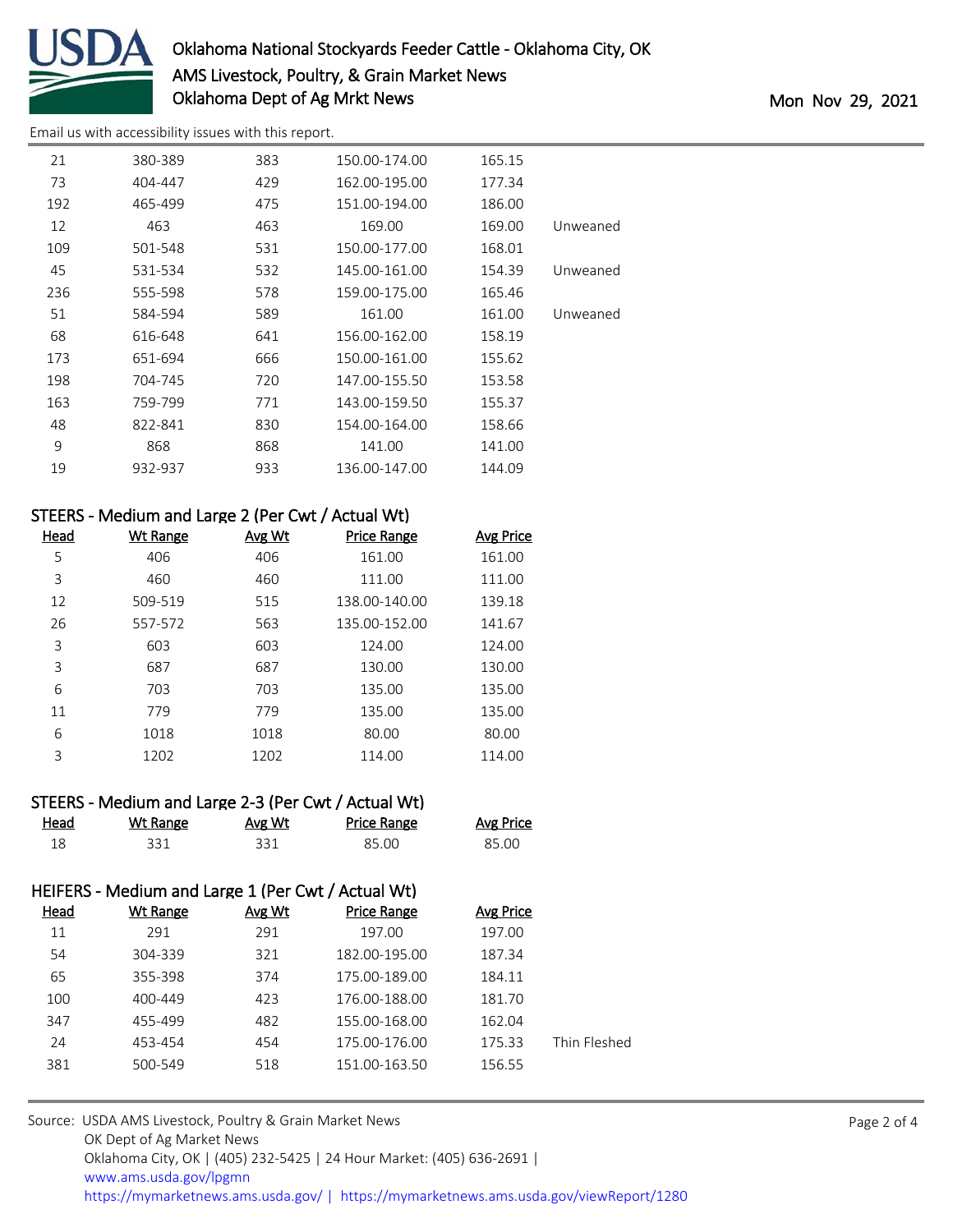Email us with accessibility issues with this report.

| Head | Wt Range | Avg Wt | Price Range | Avg Price | |
|---|---|---|---|---|---|
| 21 | 380-389 | 383 | 150.00-174.00 | 165.15 | |
| 73 | 404-447 | 429 | 162.00-195.00 | 177.34 | |
| 192 | 465-499 | 475 | 151.00-194.00 | 186.00 | |
| 12 | 463 | 463 | 169.00 | 169.00 | Unweaned |
| 109 | 501-548 | 531 | 150.00-177.00 | 168.01 | |
| 45 | 531-534 | 532 | 145.00-161.00 | 154.39 | Unweaned |
| 236 | 555-598 | 578 | 159.00-175.00 | 165.46 | |
| 51 | 584-594 | 589 | 161.00 | 161.00 | Unweaned |
| 68 | 616-648 | 641 | 156.00-162.00 | 158.19 | |
| 173 | 651-694 | 666 | 150.00-161.00 | 155.62 | |
| 198 | 704-745 | 720 | 147.00-155.50 | 153.58 | |
| 163 | 759-799 | 771 | 143.00-159.50 | 155.37 | |
| 48 | 822-841 | 830 | 154.00-164.00 | 158.66 | |
| 9 | 868 | 868 | 141.00 | 141.00 | |
| 19 | 932-937 | 933 | 136.00-147.00 | 144.09 | |

## STEERS - Medium and Large 2 (Per Cwt / Actual Wt)

| Head | Wt Range | Avg Wt | Price Range | Avg Price |
|---|---|---|---|---|
| 5 | 406 | 406 | 161.00 | 161.00 |
| 3 | 460 | 460 | 111.00 | 111.00 |
| 12 | 509-519 | 515 | 138.00-140.00 | 139.18 |
| 26 | 557-572 | 563 | 135.00-152.00 | 141.67 |
| 3 | 603 | 603 | 124.00 | 124.00 |
| 3 | 687 | 687 | 130.00 | 130.00 |
| 6 | 703 | 703 | 135.00 | 135.00 |
| 11 | 779 | 779 | 135.00 | 135.00 |
| 6 | 1018 | 1018 | 80.00 | 80.00 |
| 3 | 1202 | 1202 | 114.00 | 114.00 |

## STEERS - Medium and Large 2-3 (Per Cwt / Actual Wt)

| Head | Wt Range | Avg Wt | Price Range | Avg Price |
|---|---|---|---|---|
| 18 | 331 | 331 | 85.00 | 85.00 |

## HEIFERS - Medium and Large 1 (Per Cwt / Actual Wt)

| Head | Wt Range | Avg Wt | Price Range | Avg Price | |
|---|---|---|---|---|---|
| 11 | 291 | 291 | 197.00 | 197.00 | |
| 54 | 304-339 | 321 | 182.00-195.00 | 187.34 | |
| 65 | 355-398 | 374 | 175.00-189.00 | 184.11 | |
| 100 | 400-449 | 423 | 176.00-188.00 | 181.70 | |
| 347 | 455-499 | 482 | 155.00-168.00 | 162.04 | |
| 24 | 453-454 | 454 | 175.00-176.00 | 175.33 | Thin Fleshed |
| 381 | 500-549 | 518 | 151.00-163.50 | 156.55 | |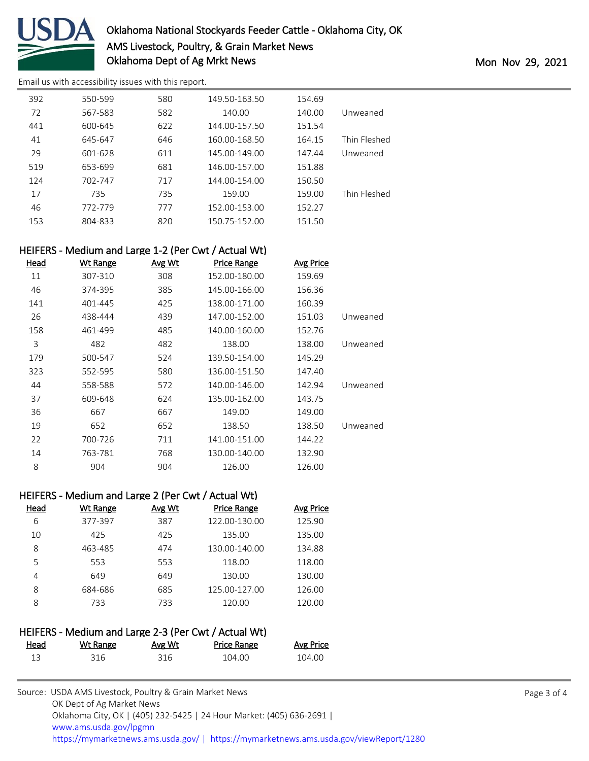| Head | Wt Range | Avg Wt | Price Range | Avg Price | |
|---|---|---|---|---|---|
| 392 | 550-599 | 580 | 149.50-163.50 | 154.69 | |
| 72 | 567-583 | 582 | 140.00 | 140.00 | Unweaned |
| 441 | 600-645 | 622 | 144.00-157.50 | 151.54 | |
| 41 | 645-647 | 646 | 160.00-168.50 | 164.15 | Thin Fleshed |
| 29 | 601-628 | 611 | 145.00-149.00 | 147.44 | Unweaned |
| 519 | 653-699 | 681 | 146.00-157.00 | 151.88 | |
| 124 | 702-747 | 717 | 144.00-154.00 | 150.50 | |
| 17 | 735 | 735 | 159.00 | 159.00 | Thin Fleshed |
| 46 | 772-779 | 777 | 152.00-153.00 | 152.27 | |
| 153 | 804-833 | 820 | 150.75-152.00 | 151.50 | |

## HEIFERS - Medium and Large 1-2 (Per Cwt / Actual Wt)

| Head | Wt Range | Avg Wt | Price Range | Avg Price | |
|---|---|---|---|---|---|
| 11 | 307-310 | 308 | 152.00-180.00 | 159.69 | |
| 46 | 374-395 | 385 | 145.00-166.00 | 156.36 | |
| 141 | 401-445 | 425 | 138.00-171.00 | 160.39 | |
| 26 | 438-444 | 439 | 147.00-152.00 | 151.03 | Unweaned |
| 158 | 461-499 | 485 | 140.00-160.00 | 152.76 | |
| 3 | 482 | 482 | 138.00 | 138.00 | Unweaned |
| 179 | 500-547 | 524 | 139.50-154.00 | 145.29 | |
| 323 | 552-595 | 580 | 136.00-151.50 | 147.40 | |
| 44 | 558-588 | 572 | 140.00-146.00 | 142.94 | Unweaned |
| 37 | 609-648 | 624 | 135.00-162.00 | 143.75 | |
| 36 | 667 | 667 | 149.00 | 149.00 | |
| 19 | 652 | 652 | 138.50 | 138.50 | Unweaned |
| 22 | 700-726 | 711 | 141.00-151.00 | 144.22 | |
| 14 | 763-781 | 768 | 130.00-140.00 | 132.90 | |
| 8 | 904 | 904 | 126.00 | 126.00 | |

## HEIFERS - Medium and Large 2 (Per Cwt / Actual Wt)

| Head | Wt Range | Avg Wt | Price Range | Avg Price |
|---|---|---|---|---|
| 6 | 377-397 | 387 | 122.00-130.00 | 125.90 |
| 10 | 425 | 425 | 135.00 | 135.00 |
| 8 | 463-485 | 474 | 130.00-140.00 | 134.88 |
| 5 | 553 | 553 | 118.00 | 118.00 |
| 4 | 649 | 649 | 130.00 | 130.00 |
| 8 | 684-686 | 685 | 125.00-127.00 | 126.00 |
| 8 | 733 | 733 | 120.00 | 120.00 |

## HEIFERS - Medium and Large 2-3 (Per Cwt / Actual Wt)

| Head | Wt Range | Avg Wt | Price Range | Avg Price |
|---|---|---|---|---|
| 13 | 316 | 316 | 104.00 | 104.00 |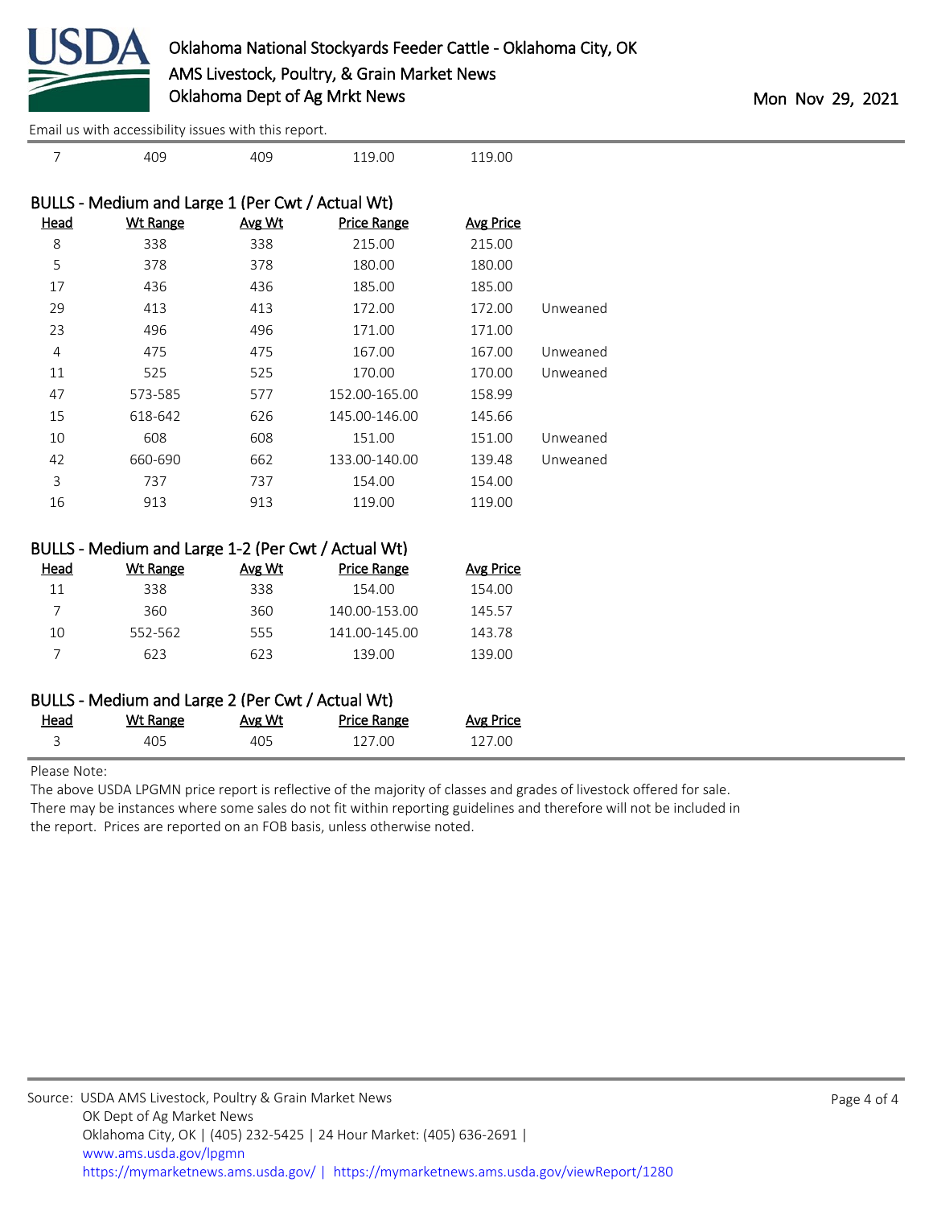Email us with accessibility issues with this report.

| | | | | | |
|---|---|---|---|---|---|
| 7 | 409 | 409 | 119.00 | 119.00 | |

## BULLS - Medium and Large 1 (Per Cwt / Actual Wt)

| Head | Wt Range | Avg Wt | Price Range | Avg Price | |
|---|---|---|---|---|---|
| 8 | 338 | 338 | 215.00 | 215.00 | |
| 5 | 378 | 378 | 180.00 | 180.00 | |
| 17 | 436 | 436 | 185.00 | 185.00 | |
| 29 | 413 | 413 | 172.00 | 172.00 | Unweaned |
| 23 | 496 | 496 | 171.00 | 171.00 | |
| 4 | 475 | 475 | 167.00 | 167.00 | Unweaned |
| 11 | 525 | 525 | 170.00 | 170.00 | Unweaned |
| 47 | 573-585 | 577 | 152.00-165.00 | 158.99 | |
| 15 | 618-642 | 626 | 145.00-146.00 | 145.66 | |
| 10 | 608 | 608 | 151.00 | 151.00 | Unweaned |
| 42 | 660-690 | 662 | 133.00-140.00 | 139.48 | Unweaned |
| 3 | 737 | 737 | 154.00 | 154.00 | |
| 16 | 913 | 913 | 119.00 | 119.00 | |

## BULLS - Medium and Large 1-2 (Per Cwt / Actual Wt)

| Head | Wt Range | Avg Wt | Price Range | Avg Price |
|---|---|---|---|---|
| 11 | 338 | 338 | 154.00 | 154.00 |
| 7 | 360 | 360 | 140.00-153.00 | 145.57 |
| 10 | 552-562 | 555 | 141.00-145.00 | 143.78 |
| 7 | 623 | 623 | 139.00 | 139.00 |

## BULLS - Medium and Large 2 (Per Cwt / Actual Wt)

| Head | Wt Range | Avg Wt | Price Range | Avg Price |
|---|---|---|---|---|
| 3 | 405 | 405 | 127.00 | 127.00 |

Please Note:
The above USDA LPGMN price report is reflective of the majority of classes and grades of livestock offered for sale. There may be instances where some sales do not fit within reporting guidelines and therefore will not be included in the report. Prices are reported on an FOB basis, unless otherwise noted.

Source: USDA AMS Livestock, Poultry & Grain Market News
OK Dept of Ag Market News
Oklahoma City, OK | (405) 232-5425 | 24 Hour Market: (405) 636-2691 |
www.ams.usda.gov/lpgmn
https://mymarketnews.ams.usda.gov/ | https://mymarketnews.ams.usda.gov/viewReport/1280